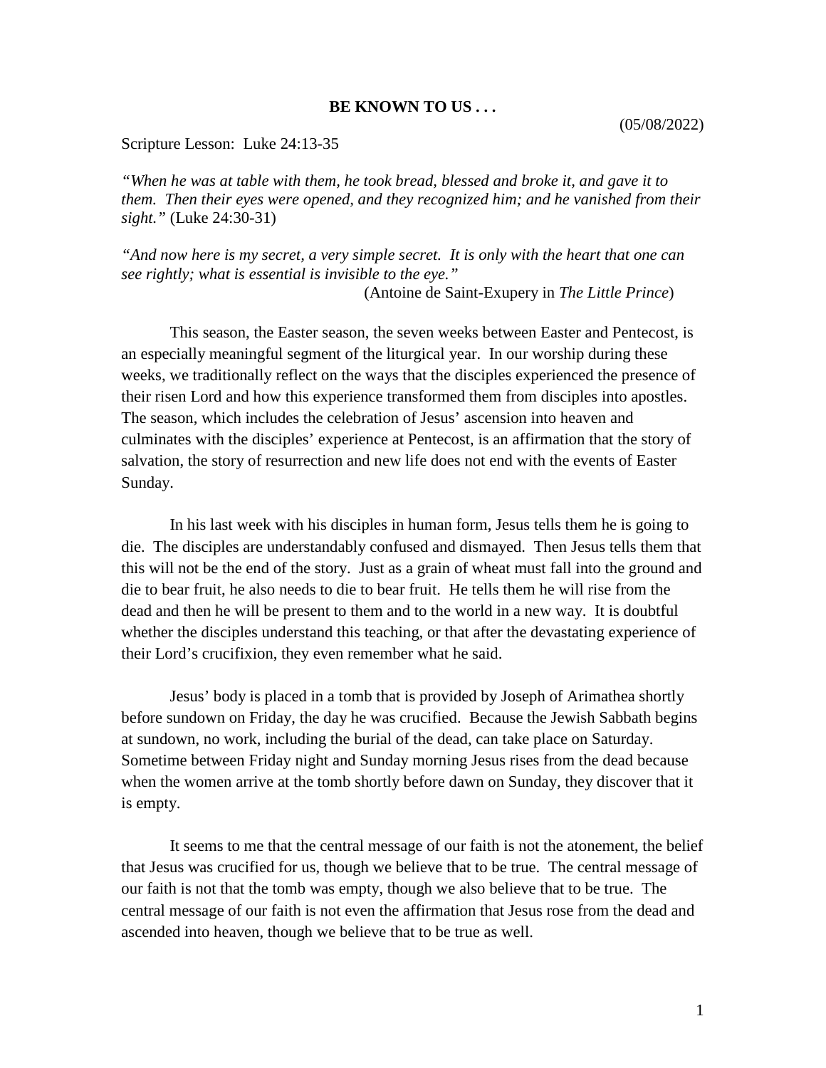# BE KNOWN TO US . . .

(05/08/2022)

Scripture Lesson: Luke 24:13-35

*"When he was at table with them, he took bread, blessed and broke it, and gave it to them. Then their eyes were opened, and they recognized him; and he vanished from their sight."* (Luke 24:30-31)

*"And now here is my secret, a very simple secret. It is only with the heart that one can see rightly; what is essential is invisible to the eye."*
(Antoine de Saint-Exupery in *The Little Prince*)

This season, the Easter season, the seven weeks between Easter and Pentecost, is an especially meaningful segment of the liturgical year. In our worship during these weeks, we traditionally reflect on the ways that the disciples experienced the presence of their risen Lord and how this experience transformed them from disciples into apostles. The season, which includes the celebration of Jesus' ascension into heaven and culminates with the disciples' experience at Pentecost, is an affirmation that the story of salvation, the story of resurrection and new life does not end with the events of Easter Sunday.

In his last week with his disciples in human form, Jesus tells them he is going to die. The disciples are understandably confused and dismayed. Then Jesus tells them that this will not be the end of the story. Just as a grain of wheat must fall into the ground and die to bear fruit, he also needs to die to bear fruit. He tells them he will rise from the dead and then he will be present to them and to the world in a new way. It is doubtful whether the disciples understand this teaching, or that after the devastating experience of their Lord's crucifixion, they even remember what he said.

Jesus' body is placed in a tomb that is provided by Joseph of Arimathea shortly before sundown on Friday, the day he was crucified. Because the Jewish Sabbath begins at sundown, no work, including the burial of the dead, can take place on Saturday. Sometime between Friday night and Sunday morning Jesus rises from the dead because when the women arrive at the tomb shortly before dawn on Sunday, they discover that it is empty.

It seems to me that the central message of our faith is not the atonement, the belief that Jesus was crucified for us, though we believe that to be true. The central message of our faith is not that the tomb was empty, though we also believe that to be true. The central message of our faith is not even the affirmation that Jesus rose from the dead and ascended into heaven, though we believe that to be true as well.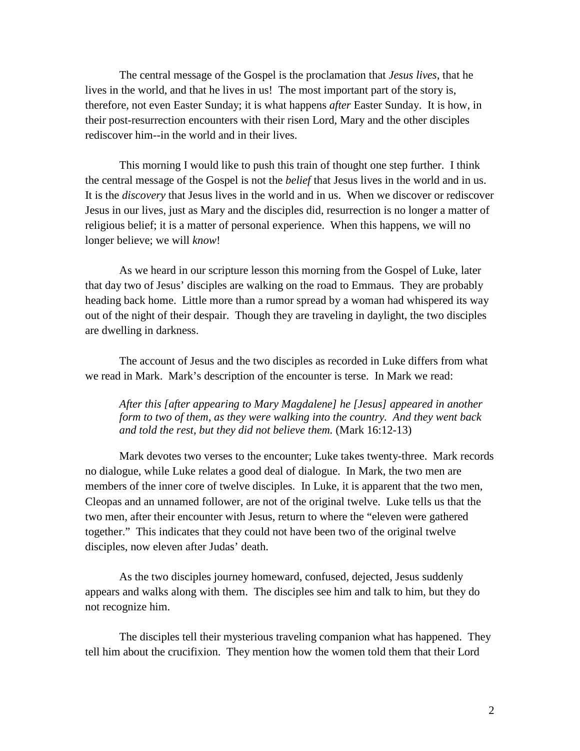The central message of the Gospel is the proclamation that *Jesus lives*, that he lives in the world, and that he lives in us! The most important part of the story is, therefore, not even Easter Sunday; it is what happens *after* Easter Sunday. It is how, in their post-resurrection encounters with their risen Lord, Mary and the other disciples rediscover him--in the world and in their lives.

This morning I would like to push this train of thought one step further. I think the central message of the Gospel is not the *belief* that Jesus lives in the world and in us. It is the *discovery* that Jesus lives in the world and in us. When we discover or rediscover Jesus in our lives, just as Mary and the disciples did, resurrection is no longer a matter of religious belief; it is a matter of personal experience. When this happens, we will no longer believe; we will *know*!

As we heard in our scripture lesson this morning from the Gospel of Luke, later that day two of Jesus' disciples are walking on the road to Emmaus. They are probably heading back home. Little more than a rumor spread by a woman had whispered its way out of the night of their despair. Though they are traveling in daylight, the two disciples are dwelling in darkness.

The account of Jesus and the two disciples as recorded in Luke differs from what we read in Mark. Mark's description of the encounter is terse. In Mark we read:

> *After this [after appearing to Mary Magdalene] he [Jesus] appeared in another form to two of them, as they were walking into the country. And they went back and told the rest, but they did not believe them.* (Mark 16:12-13)

Mark devotes two verses to the encounter; Luke takes twenty-three. Mark records no dialogue, while Luke relates a good deal of dialogue. In Mark, the two men are members of the inner core of twelve disciples. In Luke, it is apparent that the two men, Cleopas and an unnamed follower, are not of the original twelve. Luke tells us that the two men, after their encounter with Jesus, return to where the "eleven were gathered together." This indicates that they could not have been two of the original twelve disciples, now eleven after Judas' death.

As the two disciples journey homeward, confused, dejected, Jesus suddenly appears and walks along with them. The disciples see him and talk to him, but they do not recognize him.

The disciples tell their mysterious traveling companion what has happened. They tell him about the crucifixion. They mention how the women told them that their Lord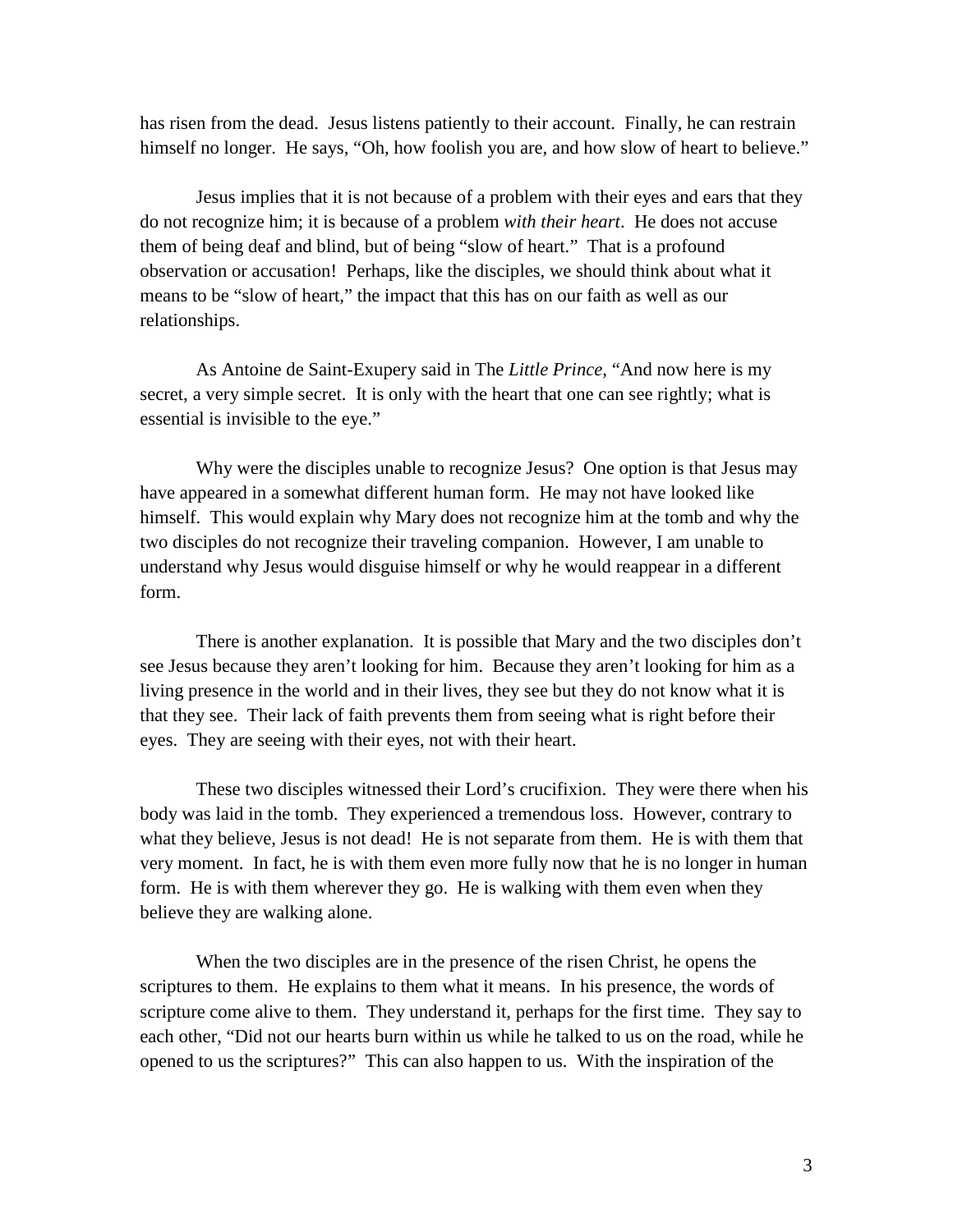has risen from the dead. Jesus listens patiently to their account. Finally, he can restrain himself no longer. He says, "Oh, how foolish you are, and how slow of heart to believe."

Jesus implies that it is not because of a problem with their eyes and ears that they do not recognize him; it is because of a problem *with their heart*. He does not accuse them of being deaf and blind, but of being "slow of heart." That is a profound observation or accusation! Perhaps, like the disciples, we should think about what it means to be "slow of heart," the impact that this has on our faith as well as our relationships.

As Antoine de Saint-Exupery said in The *Little Prince*, "And now here is my secret, a very simple secret. It is only with the heart that one can see rightly; what is essential is invisible to the eye."

Why were the disciples unable to recognize Jesus? One option is that Jesus may have appeared in a somewhat different human form. He may not have looked like himself. This would explain why Mary does not recognize him at the tomb and why the two disciples do not recognize their traveling companion. However, I am unable to understand why Jesus would disguise himself or why he would reappear in a different form.

There is another explanation. It is possible that Mary and the two disciples don't see Jesus because they aren't looking for him. Because they aren't looking for him as a living presence in the world and in their lives, they see but they do not know what it is that they see. Their lack of faith prevents them from seeing what is right before their eyes. They are seeing with their eyes, not with their heart.

These two disciples witnessed their Lord's crucifixion. They were there when his body was laid in the tomb. They experienced a tremendous loss. However, contrary to what they believe, Jesus is not dead! He is not separate from them. He is with them that very moment. In fact, he is with them even more fully now that he is no longer in human form. He is with them wherever they go. He is walking with them even when they believe they are walking alone.

When the two disciples are in the presence of the risen Christ, he opens the scriptures to them. He explains to them what it means. In his presence, the words of scripture come alive to them. They understand it, perhaps for the first time. They say to each other, "Did not our hearts burn within us while he talked to us on the road, while he opened to us the scriptures?" This can also happen to us. With the inspiration of the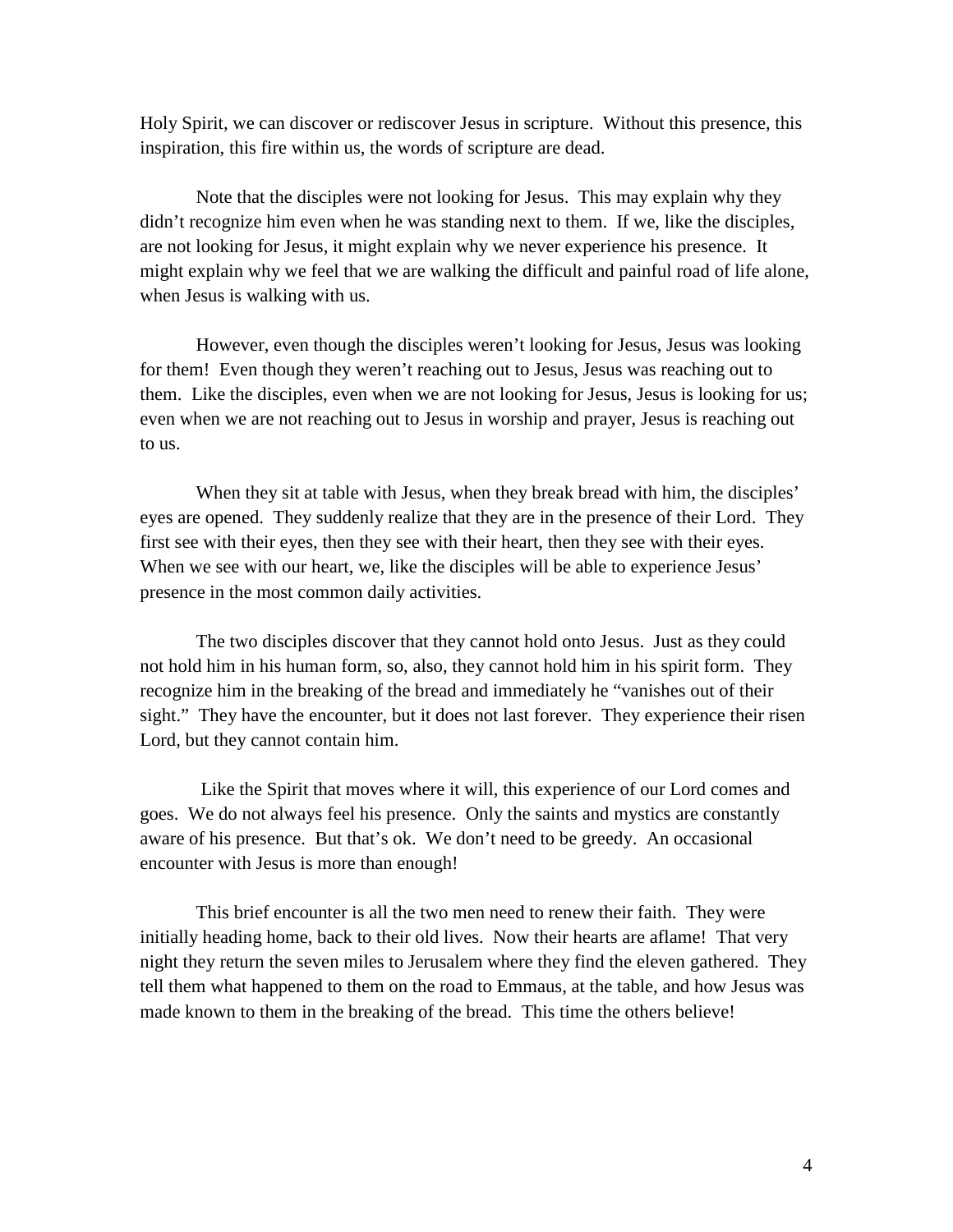Holy Spirit, we can discover or rediscover Jesus in scripture. Without this presence, this inspiration, this fire within us, the words of scripture are dead.

Note that the disciples were not looking for Jesus. This may explain why they didn't recognize him even when he was standing next to them. If we, like the disciples, are not looking for Jesus, it might explain why we never experience his presence. It might explain why we feel that we are walking the difficult and painful road of life alone, when Jesus is walking with us.

However, even though the disciples weren't looking for Jesus, Jesus was looking for them! Even though they weren't reaching out to Jesus, Jesus was reaching out to them. Like the disciples, even when we are not looking for Jesus, Jesus is looking for us; even when we are not reaching out to Jesus in worship and prayer, Jesus is reaching out to us.

When they sit at table with Jesus, when they break bread with him, the disciples' eyes are opened. They suddenly realize that they are in the presence of their Lord. They first see with their eyes, then they see with their heart, then they see with their eyes. When we see with our heart, we, like the disciples will be able to experience Jesus' presence in the most common daily activities.

The two disciples discover that they cannot hold onto Jesus. Just as they could not hold him in his human form, so, also, they cannot hold him in his spirit form. They recognize him in the breaking of the bread and immediately he "vanishes out of their sight." They have the encounter, but it does not last forever. They experience their risen Lord, but they cannot contain him.

Like the Spirit that moves where it will, this experience of our Lord comes and goes. We do not always feel his presence. Only the saints and mystics are constantly aware of his presence. But that's ok. We don't need to be greedy. An occasional encounter with Jesus is more than enough!

This brief encounter is all the two men need to renew their faith. They were initially heading home, back to their old lives. Now their hearts are aflame! That very night they return the seven miles to Jerusalem where they find the eleven gathered. They tell them what happened to them on the road to Emmaus, at the table, and how Jesus was made known to them in the breaking of the bread. This time the others believe!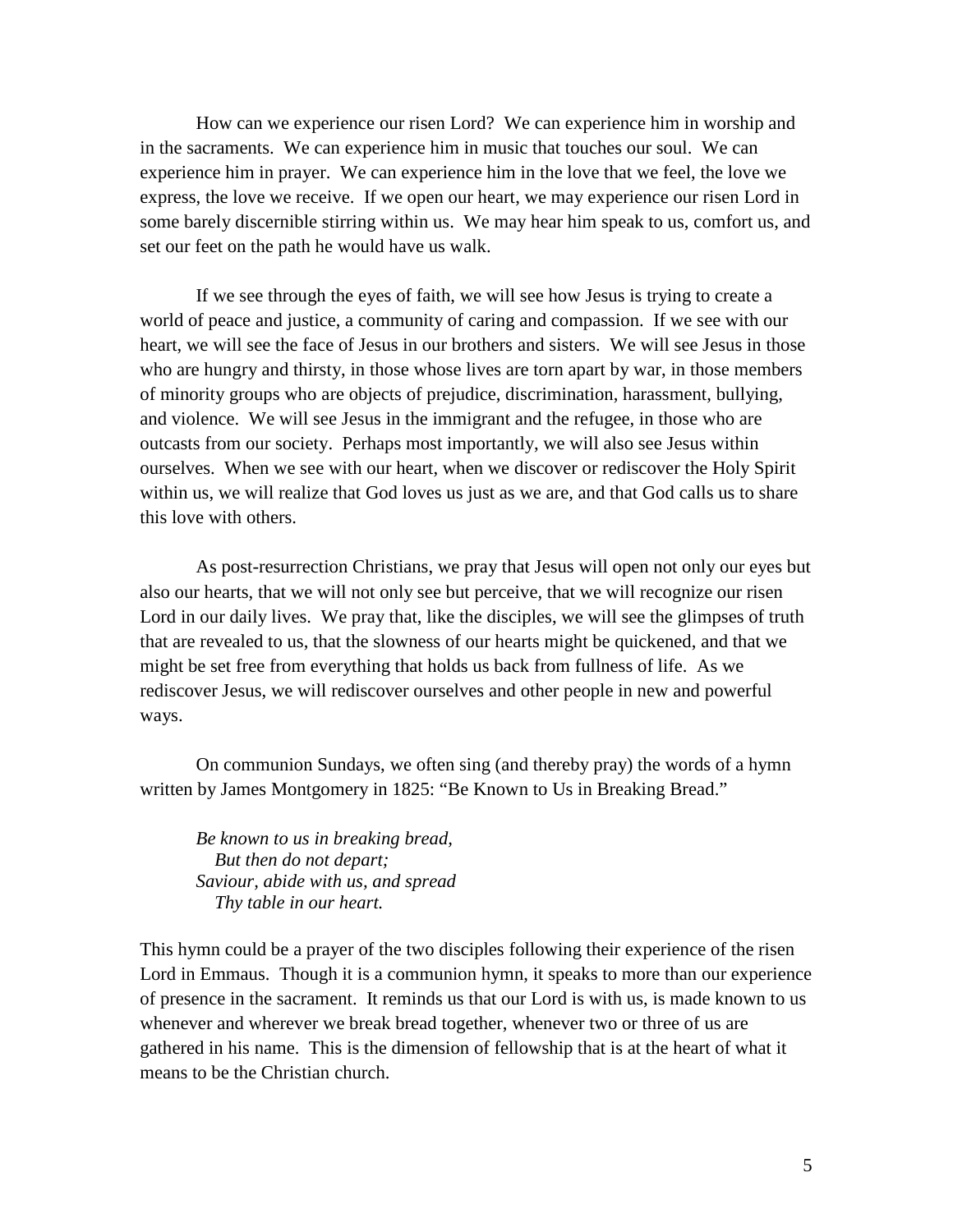How can we experience our risen Lord? We can experience him in worship and in the sacraments. We can experience him in music that touches our soul. We can experience him in prayer. We can experience him in the love that we feel, the love we express, the love we receive. If we open our heart, we may experience our risen Lord in some barely discernible stirring within us. We may hear him speak to us, comfort us, and set our feet on the path he would have us walk.

If we see through the eyes of faith, we will see how Jesus is trying to create a world of peace and justice, a community of caring and compassion. If we see with our heart, we will see the face of Jesus in our brothers and sisters. We will see Jesus in those who are hungry and thirsty, in those whose lives are torn apart by war, in those members of minority groups who are objects of prejudice, discrimination, harassment, bullying, and violence. We will see Jesus in the immigrant and the refugee, in those who are outcasts from our society. Perhaps most importantly, we will also see Jesus within ourselves. When we see with our heart, when we discover or rediscover the Holy Spirit within us, we will realize that God loves us just as we are, and that God calls us to share this love with others.

As post-resurrection Christians, we pray that Jesus will open not only our eyes but also our hearts, that we will not only see but perceive, that we will recognize our risen Lord in our daily lives. We pray that, like the disciples, we will see the glimpses of truth that are revealed to us, that the slowness of our hearts might be quickened, and that we might be set free from everything that holds us back from fullness of life. As we rediscover Jesus, we will rediscover ourselves and other people in new and powerful ways.

On communion Sundays, we often sing (and thereby pray) the words of a hymn written by James Montgomery in 1825: "Be Known to Us in Breaking Bread."

> *Be known to us in breaking bread,*
> *But then do not depart;*
> *Saviour, abide with us, and spread*
> *Thy table in our heart.*

This hymn could be a prayer of the two disciples following their experience of the risen Lord in Emmaus. Though it is a communion hymn, it speaks to more than our experience of presence in the sacrament. It reminds us that our Lord is with us, is made known to us whenever and wherever we break bread together, whenever two or three of us are gathered in his name. This is the dimension of fellowship that is at the heart of what it means to be the Christian church.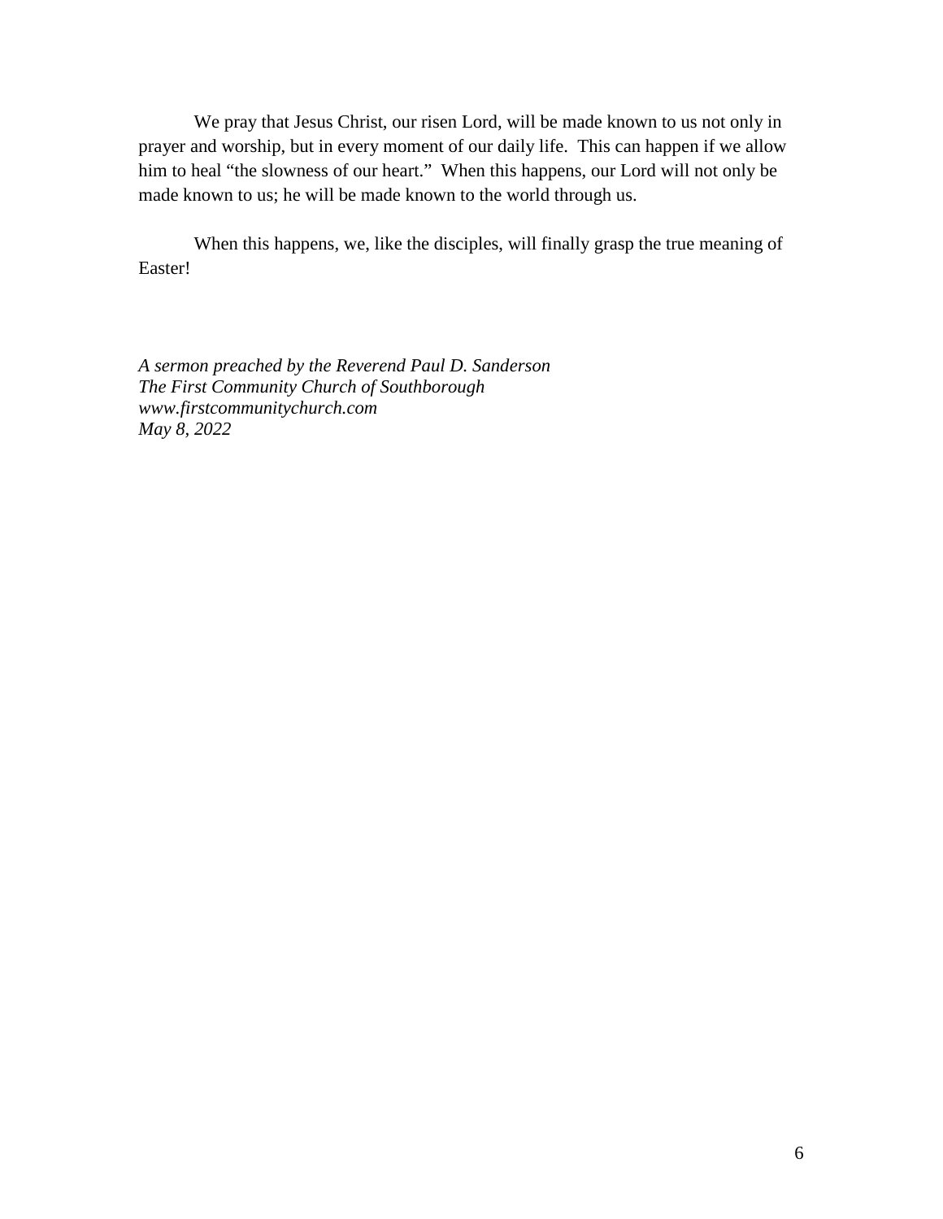We pray that Jesus Christ, our risen Lord, will be made known to us not only in prayer and worship, but in every moment of our daily life. This can happen if we allow him to heal "the slowness of our heart." When this happens, our Lord will not only be made known to us; he will be made known to the world through us.

When this happens, we, like the disciples, will finally grasp the true meaning of Easter!

*A sermon preached by the Reverend Paul D. Sanderson*
*The First Community Church of Southborough*
*www.firstcommunitychurch.com*
*May 8, 2022*